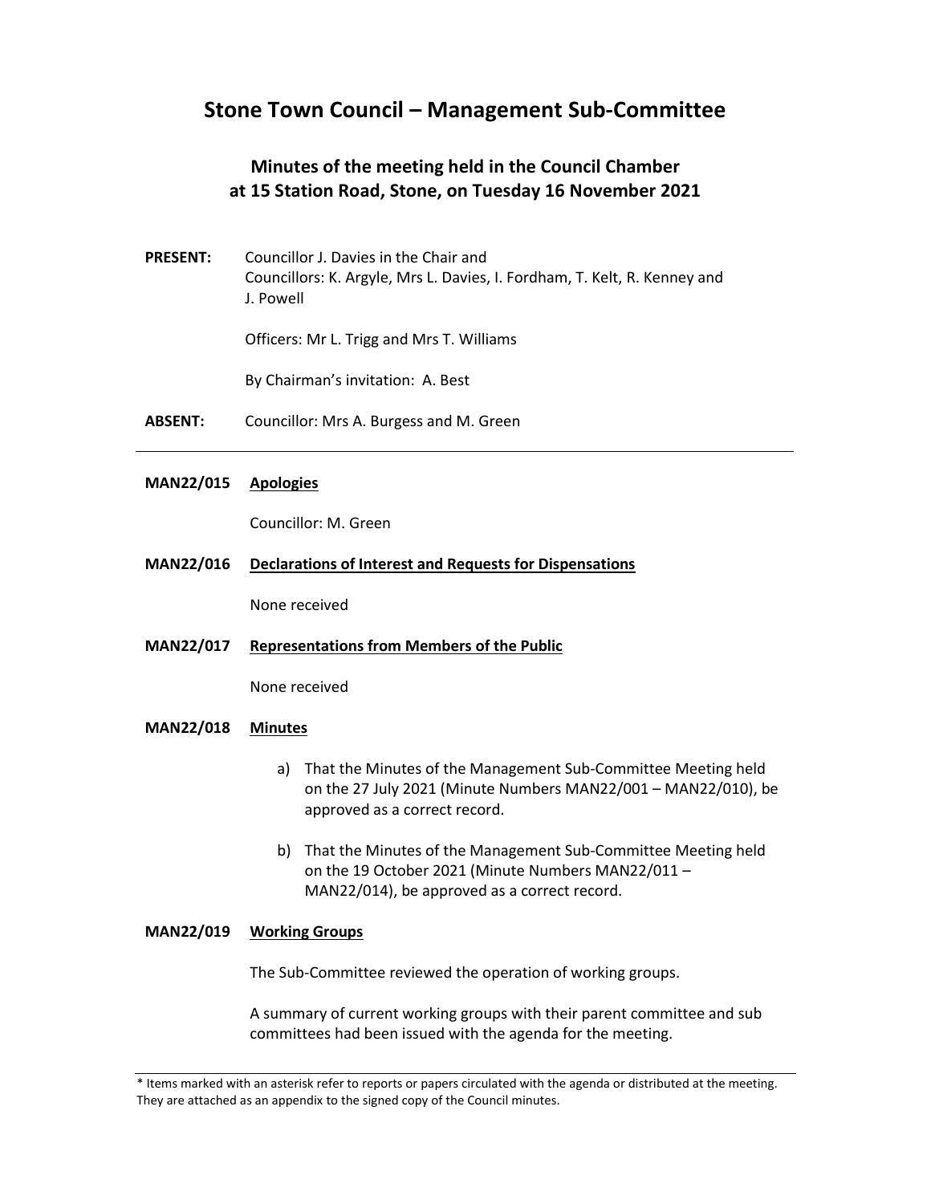# Stone Town Council – Management Sub-Committee

## Minutes of the meeting held in the Council Chamber at 15 Station Road, Stone, on Tuesday 16 November 2021

**PRESENT:** Councillor J. Davies in the Chair and
Councillors: K. Argyle, Mrs L. Davies, I. Fordham, T. Kelt, R. Kenney and J. Powell

Officers: Mr L. Trigg and Mrs T. Williams

By Chairman's invitation: A. Best

**ABSENT:** Councillor: Mrs A. Burgess and M. Green

---

**MAN22/015 Apologies**

Councillor: M. Green

**MAN22/016 Declarations of Interest and Requests for Dispensations**

None received

**MAN22/017 Representations from Members of the Public**

None received

**MAN22/018 Minutes**

a) That the Minutes of the Management Sub-Committee Meeting held on the 27 July 2021 (Minute Numbers MAN22/001 – MAN22/010), be approved as a correct record.

b) That the Minutes of the Management Sub-Committee Meeting held on the 19 October 2021 (Minute Numbers MAN22/011 – MAN22/014), be approved as a correct record.

**MAN22/019 Working Groups**

The Sub-Committee reviewed the operation of working groups.

A summary of current working groups with their parent committee and sub committees had been issued with the agenda for the meeting.

---

\* Items marked with an asterisk refer to reports or papers circulated with the agenda or distributed at the meeting. They are attached as an appendix to the signed copy of the Council minutes.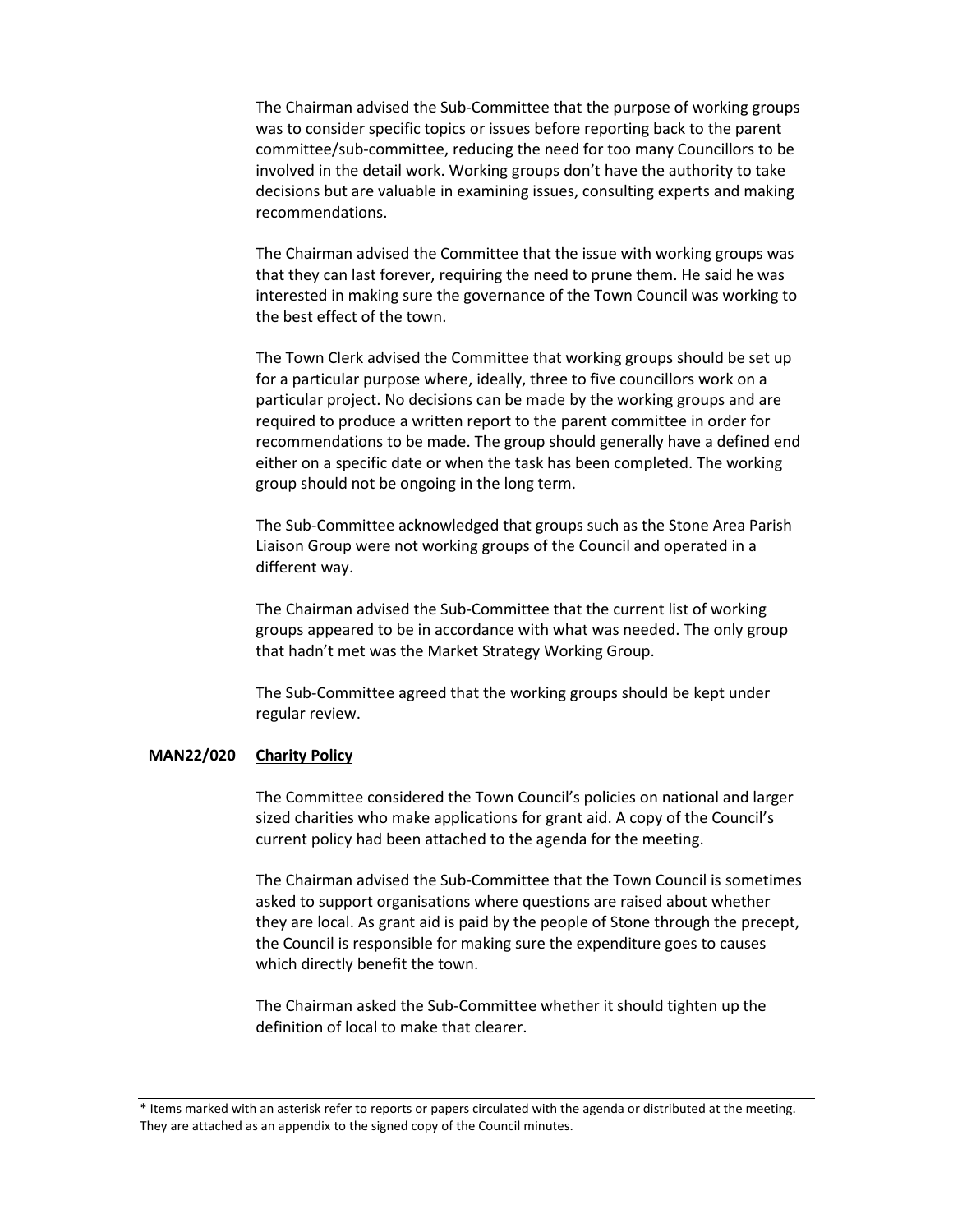The Chairman advised the Sub-Committee that the purpose of working groups was to consider specific topics or issues before reporting back to the parent committee/sub-committee, reducing the need for too many Councillors to be involved in the detail work. Working groups don't have the authority to take decisions but are valuable in examining issues, consulting experts and making recommendations.

The Chairman advised the Committee that the issue with working groups was that they can last forever, requiring the need to prune them. He said he was interested in making sure the governance of the Town Council was working to the best effect of the town.

The Town Clerk advised the Committee that working groups should be set up for a particular purpose where, ideally, three to five councillors work on a particular project. No decisions can be made by the working groups and are required to produce a written report to the parent committee in order for recommendations to be made. The group should generally have a defined end either on a specific date or when the task has been completed. The working group should not be ongoing in the long term.

The Sub-Committee acknowledged that groups such as the Stone Area Parish Liaison Group were not working groups of the Council and operated in a different way.

The Chairman advised the Sub-Committee that the current list of working groups appeared to be in accordance with what was needed. The only group that hadn't met was the Market Strategy Working Group.

The Sub-Committee agreed that the working groups should be kept under regular review.

**MAN22/020** **Charity Policy**

The Committee considered the Town Council's policies on national and larger sized charities who make applications for grant aid. A copy of the Council's current policy had been attached to the agenda for the meeting.

The Chairman advised the Sub-Committee that the Town Council is sometimes asked to support organisations where questions are raised about whether they are local. As grant aid is paid by the people of Stone through the precept, the Council is responsible for making sure the expenditure goes to causes which directly benefit the town.

The Chairman asked the Sub-Committee whether it should tighten up the definition of local to make that clearer.

* Items marked with an asterisk refer to reports or papers circulated with the agenda or distributed at the meeting. They are attached as an appendix to the signed copy of the Council minutes.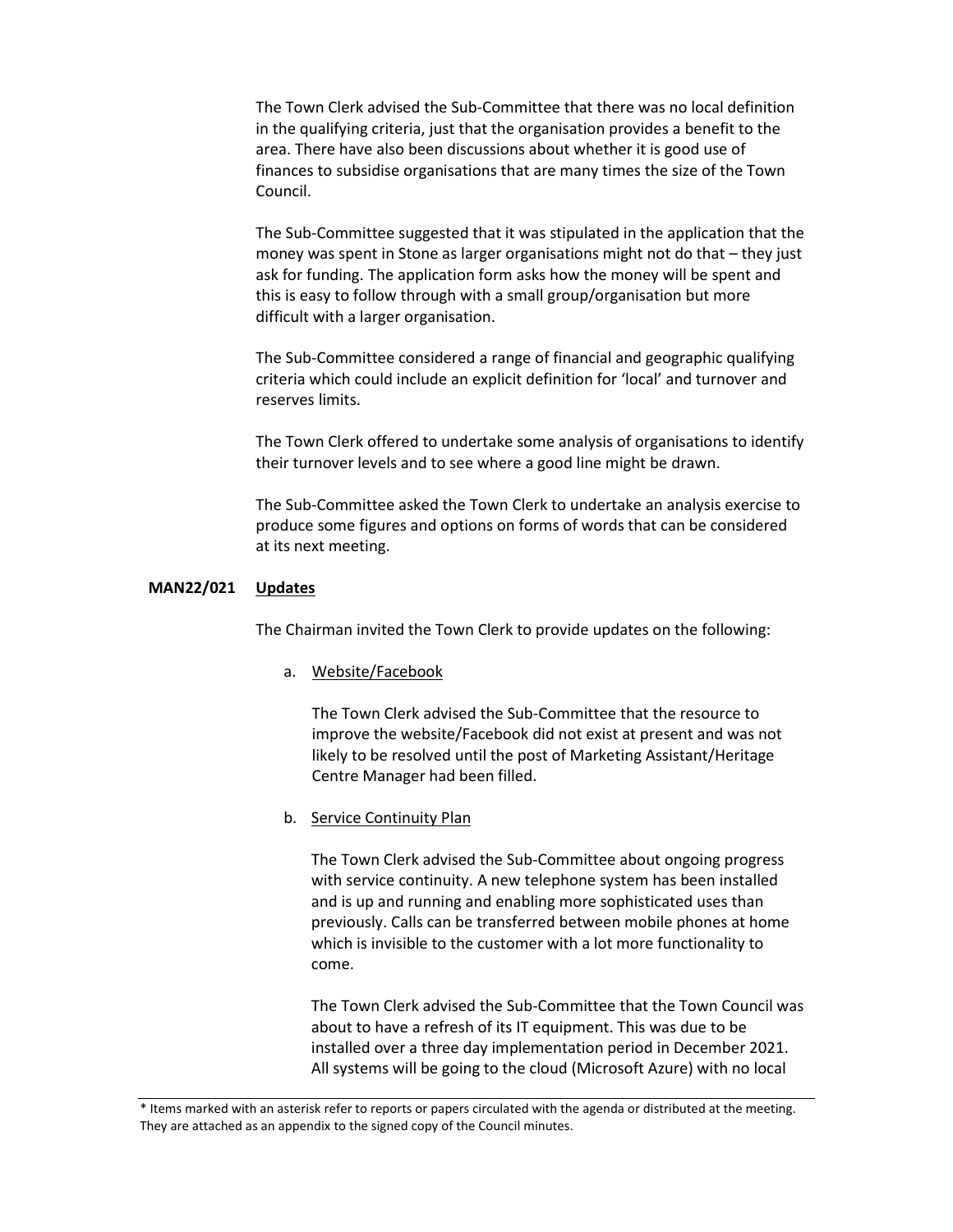The Town Clerk advised the Sub-Committee that there was no local definition in the qualifying criteria, just that the organisation provides a benefit to the area. There have also been discussions about whether it is good use of finances to subsidise organisations that are many times the size of the Town Council.

The Sub-Committee suggested that it was stipulated in the application that the money was spent in Stone as larger organisations might not do that – they just ask for funding. The application form asks how the money will be spent and this is easy to follow through with a small group/organisation but more difficult with a larger organisation.

The Sub-Committee considered a range of financial and geographic qualifying criteria which could include an explicit definition for 'local' and turnover and reserves limits.

The Town Clerk offered to undertake some analysis of organisations to identify their turnover levels and to see where a good line might be drawn.

The Sub-Committee asked the Town Clerk to undertake an analysis exercise to produce some figures and options on forms of words that can be considered at its next meeting.

**MAN22/021 Updates**

The Chairman invited the Town Clerk to provide updates on the following:

a. Website/Facebook

The Town Clerk advised the Sub-Committee that the resource to improve the website/Facebook did not exist at present and was not likely to be resolved until the post of Marketing Assistant/Heritage Centre Manager had been filled.

b. Service Continuity Plan

The Town Clerk advised the Sub-Committee about ongoing progress with service continuity. A new telephone system has been installed and is up and running and enabling more sophisticated uses than previously. Calls can be transferred between mobile phones at home which is invisible to the customer with a lot more functionality to come.

The Town Clerk advised the Sub-Committee that the Town Council was about to have a refresh of its IT equipment. This was due to be installed over a three day implementation period in December 2021. All systems will be going to the cloud (Microsoft Azure) with no local

* Items marked with an asterisk refer to reports or papers circulated with the agenda or distributed at the meeting. They are attached as an appendix to the signed copy of the Council minutes.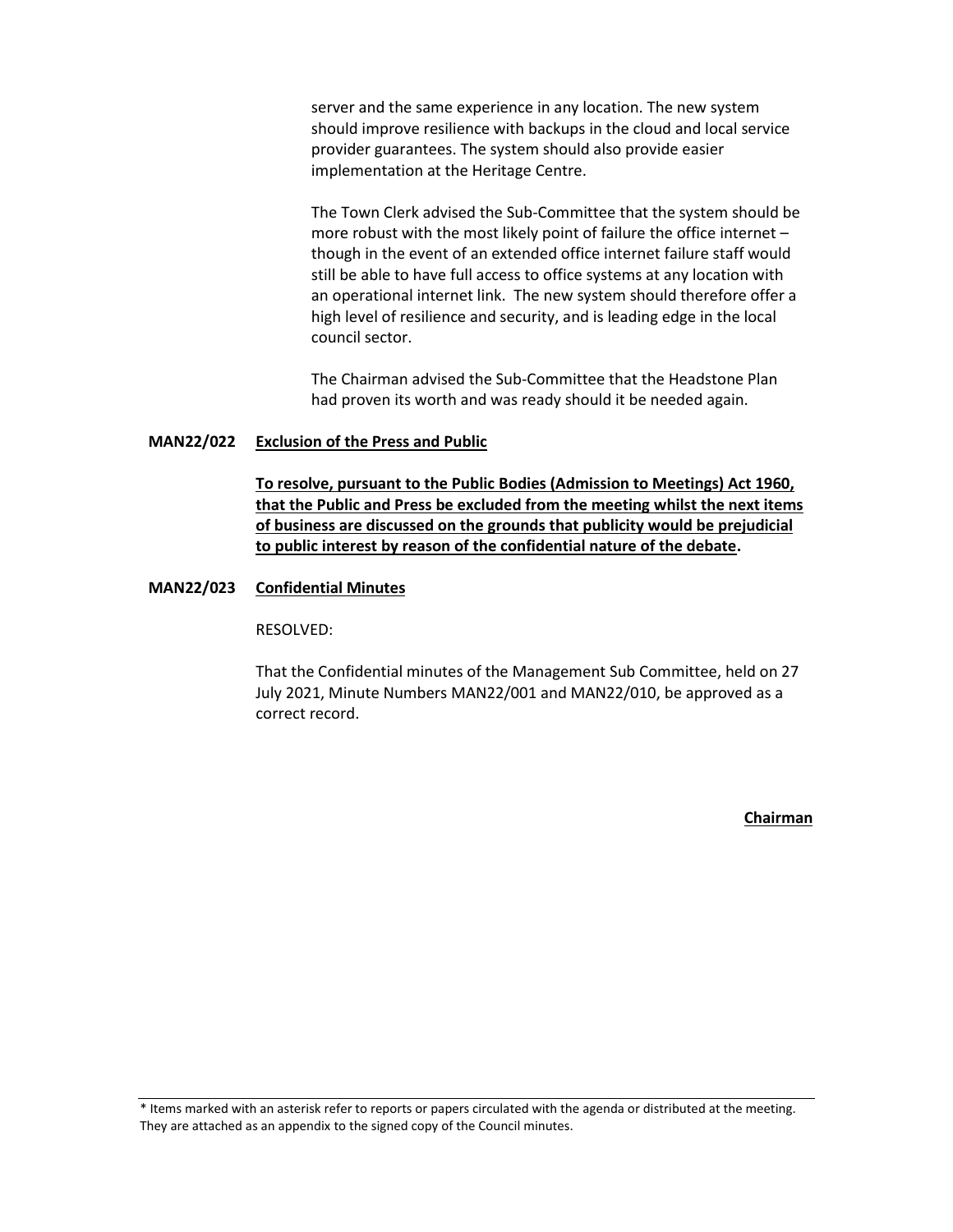server and the same experience in any location. The new system should improve resilience with backups in the cloud and local service provider guarantees. The system should also provide easier implementation at the Heritage Centre.

The Town Clerk advised the Sub-Committee that the system should be more robust with the most likely point of failure the office internet – though in the event of an extended office internet failure staff would still be able to have full access to office systems at any location with an operational internet link. The new system should therefore offer a high level of resilience and security, and is leading edge in the local council sector.

The Chairman advised the Sub-Committee that the Headstone Plan had proven its worth and was ready should it be needed again.

**MAN22/022 Exclusion of the Press and Public**

**To resolve, pursuant to the Public Bodies (Admission to Meetings) Act 1960, that the Public and Press be excluded from the meeting whilst the next items of business are discussed on the grounds that publicity would be prejudicial to public interest by reason of the confidential nature of the debate.**

**MAN22/023 Confidential Minutes**

RESOLVED:

That the Confidential minutes of the Management Sub Committee, held on 27 July 2021, Minute Numbers MAN22/001 and MAN22/010, be approved as a correct record.

**Chairman**

* Items marked with an asterisk refer to reports or papers circulated with the agenda or distributed at the meeting. They are attached as an appendix to the signed copy of the Council minutes.